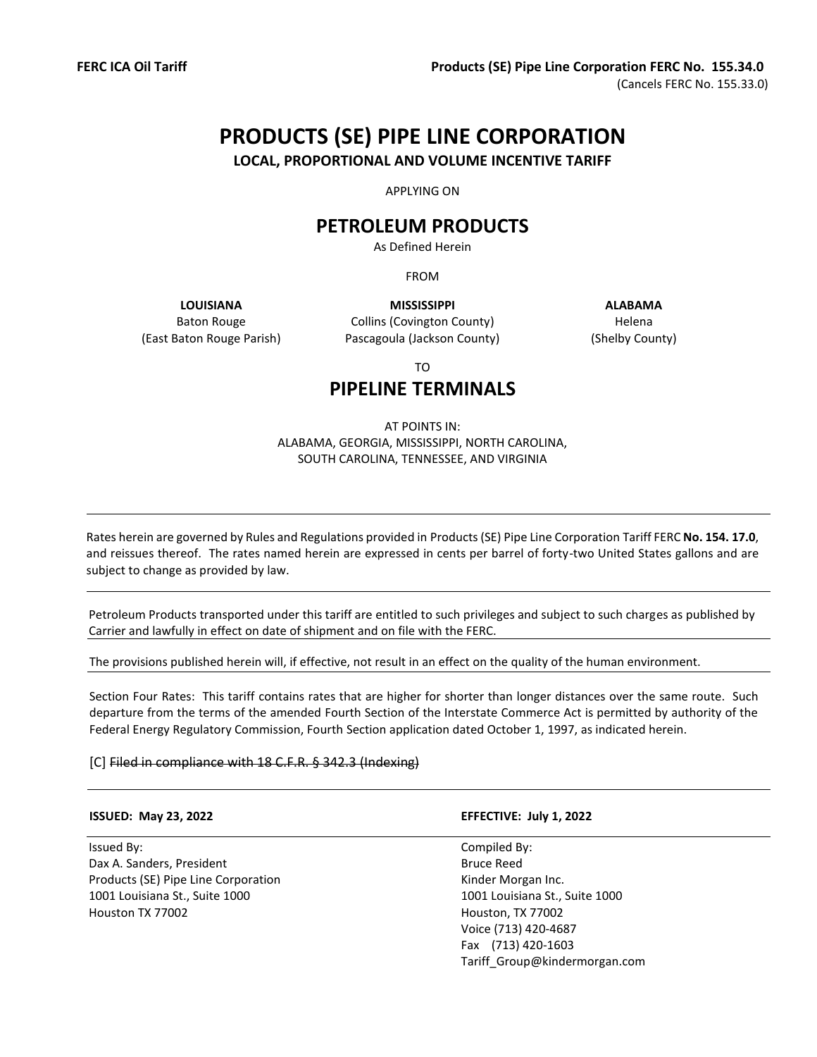**FERC ICA Oil Tariff**

**Products (SE) Pipe Line Corporation FERC No. 155.34.0**
(Cancels FERC No. 155.33.0)

# PRODUCTS (SE) PIPE LINE CORPORATION

**LOCAL, PROPORTIONAL AND VOLUME INCENTIVE TARIFF**

APPLYING ON

## PETROLEUM PRODUCTS

As Defined Herein

FROM

| **LOUISIANA** | **MISSISSIPPI** | **ALABAMA** |
|---|---|---|
| Baton Rouge | Collins (Covington County) | Helena |
| (East Baton Rouge Parish) | Pascagoula (Jackson County) | (Shelby County) |

TO

## PIPELINE TERMINALS

AT POINTS IN:
ALABAMA, GEORGIA, MISSISSIPPI, NORTH CAROLINA,
SOUTH CAROLINA, TENNESSEE, AND VIRGINIA

---

Rates herein are governed by Rules and Regulations provided in Products (SE) Pipe Line Corporation Tariff FERC **No. 154. 17.0**, and reissues thereof. The rates named herein are expressed in cents per barrel of forty-two United States gallons and are subject to change as provided by law.

---

Petroleum Products transported under this tariff are entitled to such privileges and subject to such charges as published by Carrier and lawfully in effect on date of shipment and on file with the FERC.

---

The provisions published herein will, if effective, not result in an effect on the quality of the human environment.

---

Section Four Rates: This tariff contains rates that are higher for shorter than longer distances over the same route. Such departure from the terms of the amended Fourth Section of the Interstate Commerce Act is permitted by authority of the Federal Energy Regulatory Commission, Fourth Section application dated October 1, 1997, as indicated herein.

[C] ~~Filed in compliance with 18 C.F.R. § 342.3 (Indexing)~~

---

| **ISSUED: May 23, 2022** | **EFFECTIVE: July 1, 2022** |
|---|---|
| Issued By: | Compiled By: |
| Dax A. Sanders, President | Bruce Reed |
| Products (SE) Pipe Line Corporation | Kinder Morgan Inc. |
| 1001 Louisiana St., Suite 1000 | 1001 Louisiana St., Suite 1000 |
| Houston TX 77002 | Houston, TX 77002 |
| | Voice (713) 420-4687 |
| | Fax (713) 420-1603 |
| | Tariff_Group@kindermorgan.com |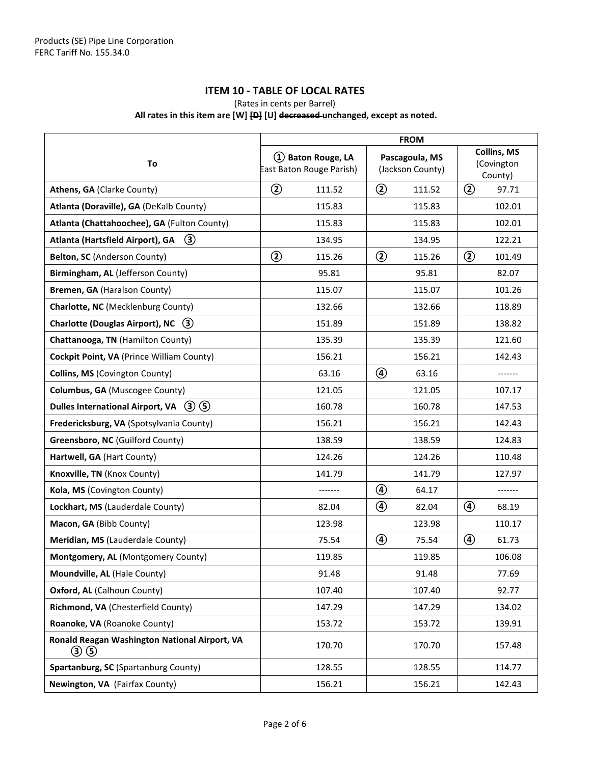Products (SE) Pipe Line Corporation
FERC Tariff No. 155.34.0

## ITEM 10 - TABLE OF LOCAL RATES

(Rates in cents per Barrel)

**All rates in this item are [W] ~~[D]~~ [U] ~~decreased~~ unchanged, except as noted.**

| To | FROM | | |
|---|---|---|---|
| | ① **Baton Rouge, LA** East Baton Rouge Parish) | **Pascagoula, MS** (Jackson County) | **Collins, MS** (Covington County) |
| **Athens, GA** (Clarke County) | ② 111.52 | ② 111.52 | ② 97.71 |
| **Atlanta (Doraville), GA** (DeKalb County) | 115.83 | 115.83 | 102.01 |
| **Atlanta (Chattahoochee), GA** (Fulton County) | 115.83 | 115.83 | 102.01 |
| **Atlanta (Hartsfield Airport), GA** ③ | 134.95 | 134.95 | 122.21 |
| **Belton, SC** (Anderson County) | ② 115.26 | ② 115.26 | ② 101.49 |
| **Birmingham, AL** (Jefferson County) | 95.81 | 95.81 | 82.07 |
| **Bremen, GA** (Haralson County) | 115.07 | 115.07 | 101.26 |
| **Charlotte, NC** (Mecklenburg County) | 132.66 | 132.66 | 118.89 |
| **Charlotte (Douglas Airport), NC** ③ | 151.89 | 151.89 | 138.82 |
| **Chattanooga, TN** (Hamilton County) | 135.39 | 135.39 | 121.60 |
| **Cockpit Point, VA** (Prince William County) | 156.21 | 156.21 | 142.43 |
| **Collins, MS** (Covington County) | 63.16 | ④ 63.16 | ------- |
| **Columbus, GA** (Muscogee County) | 121.05 | 121.05 | 107.17 |
| **Dulles International Airport, VA** ③ ⑤ | 160.78 | 160.78 | 147.53 |
| **Fredericksburg, VA** (Spotsylvania County) | 156.21 | 156.21 | 142.43 |
| **Greensboro, NC** (Guilford County) | 138.59 | 138.59 | 124.83 |
| **Hartwell, GA** (Hart County) | 124.26 | 124.26 | 110.48 |
| **Knoxville, TN** (Knox County) | 141.79 | 141.79 | 127.97 |
| **Kola, MS** (Covington County) | ------- | ④ 64.17 | ------- |
| **Lockhart, MS** (Lauderdale County) | 82.04 | ④ 82.04 | ④ 68.19 |
| **Macon, GA** (Bibb County) | 123.98 | 123.98 | 110.17 |
| **Meridian, MS** (Lauderdale County) | 75.54 | ④ 75.54 | ④ 61.73 |
| **Montgomery, AL** (Montgomery County) | 119.85 | 119.85 | 106.08 |
| **Moundville, AL** (Hale County) | 91.48 | 91.48 | 77.69 |
| **Oxford, AL** (Calhoun County) | 107.40 | 107.40 | 92.77 |
| **Richmond, VA** (Chesterfield County) | 147.29 | 147.29 | 134.02 |
| **Roanoke, VA** (Roanoke County) | 153.72 | 153.72 | 139.91 |
| **Ronald Reagan Washington National Airport, VA** ③ ⑤ | 170.70 | 170.70 | 157.48 |
| **Spartanburg, SC** (Spartanburg County) | 128.55 | 128.55 | 114.77 |
| **Newington, VA** (Fairfax County) | 156.21 | 156.21 | 142.43 |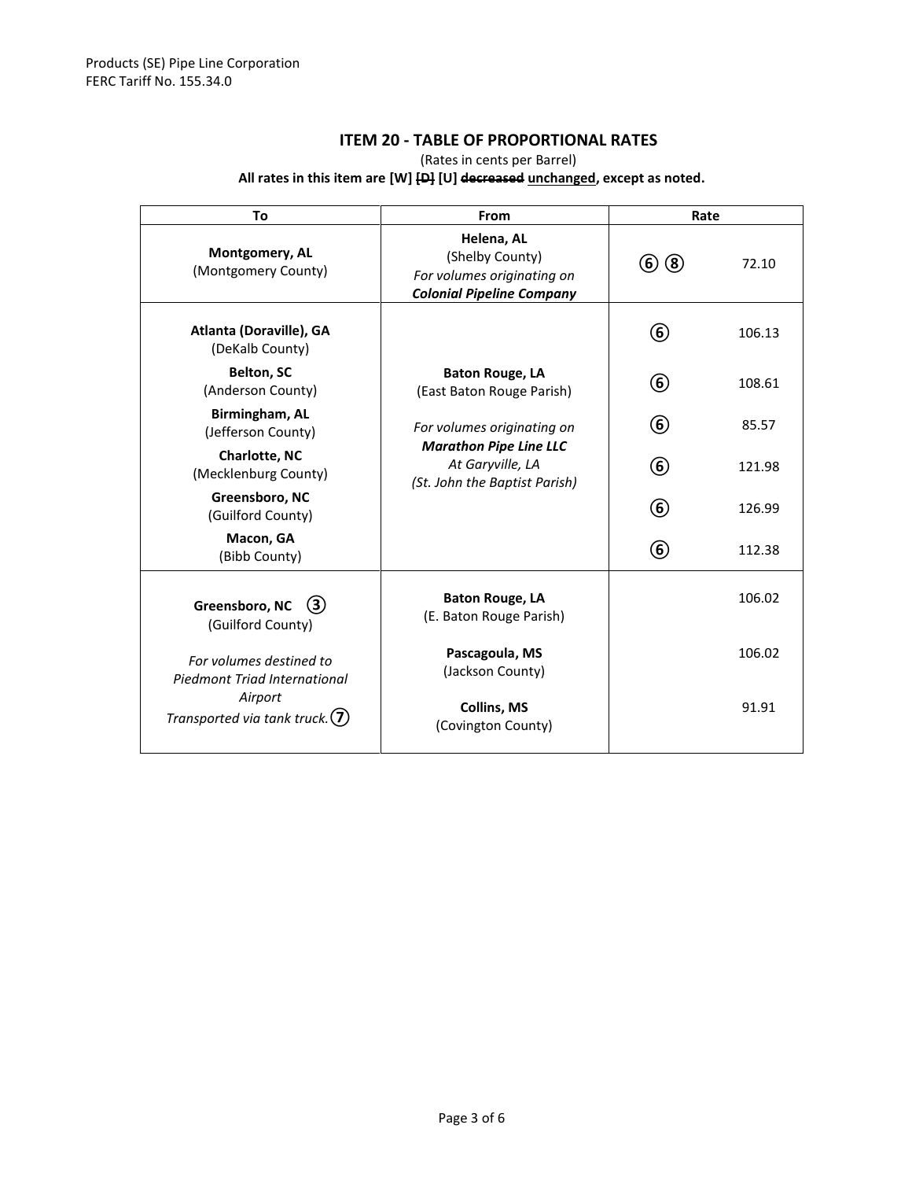Products (SE) Pipe Line Corporation
FERC Tariff No. 155.34.0

## ITEM 20 - TABLE OF PROPORTIONAL RATES

(Rates in cents per Barrel)

**All rates in this item are [W] ~~[D]~~ [U] ~~decreased~~ unchanged, except as noted.**

| To | From | Rate | |
|---|---|---|---|
| **Montgomery, AL** (Montgomery County) | **Helena, AL** (Shelby County) *For volumes originating on* ***Colonial Pipeline Company*** | ⑥ ⑧ | 72.10 |
| **Atlanta (Doraville), GA** (DeKalb County) | **Baton Rouge, LA** (East Baton Rouge Parish) *For volumes originating on* ***Marathon Pipe Line LLC*** *At Garyville, LA (St. John the Baptist Parish)* | ⑥ | 106.13 |
| **Belton, SC** (Anderson County) | | ⑥ | 108.61 |
| **Birmingham, AL** (Jefferson County) | | ⑥ | 85.57 |
| **Charlotte, NC** (Mecklenburg County) | | ⑥ | 121.98 |
| **Greensboro, NC** (Guilford County) | | ⑥ | 126.99 |
| **Macon, GA** (Bibb County) | | ⑥ | 112.38 |
| **Greensboro, NC** ③ (Guilford County) *For volumes destined to Piedmont Triad International Airport Transported via tank truck.* ⑦ | **Baton Rouge, LA** (E. Baton Rouge Parish) | | 106.02 |
| | **Pascagoula, MS** (Jackson County) | | 106.02 |
| | **Collins, MS** (Covington County) | | 91.91 |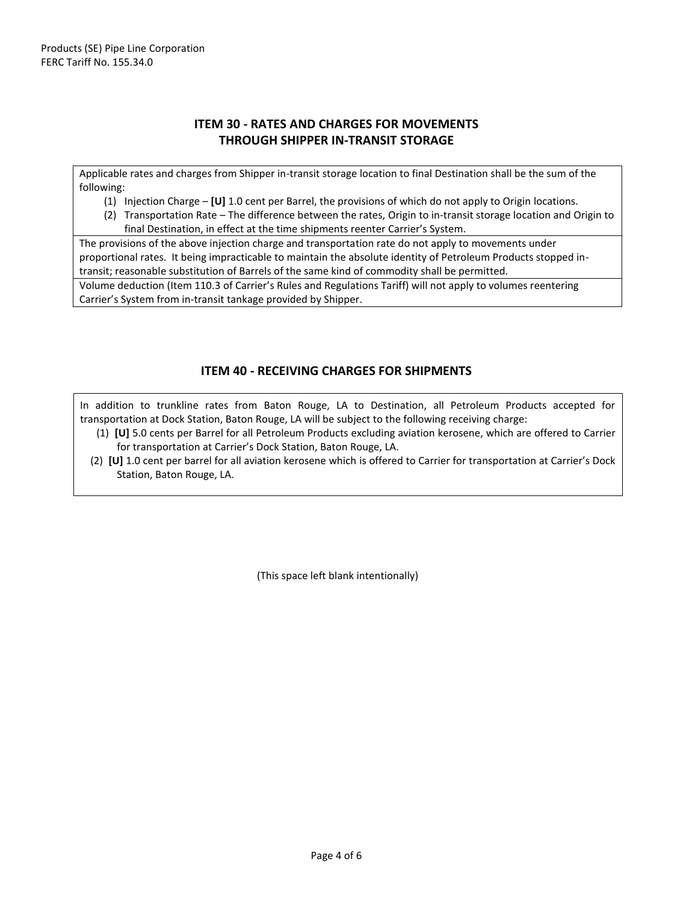## ITEM 30 - RATES AND CHARGES FOR MOVEMENTS THROUGH SHIPPER IN-TRANSIT STORAGE

Applicable rates and charges from Shipper in-transit storage location to final Destination shall be the sum of the following:

1. Injection Charge – **[U]** 1.0 cent per Barrel, the provisions of which do not apply to Origin locations.
2. Transportation Rate – The difference between the rates, Origin to in-transit storage location and Origin to final Destination, in effect at the time shipments reenter Carrier's System.

The provisions of the above injection charge and transportation rate do not apply to movements under proportional rates. It being impracticable to maintain the absolute identity of Petroleum Products stopped in-transit; reasonable substitution of Barrels of the same kind of commodity shall be permitted.

Volume deduction (Item 110.3 of Carrier's Rules and Regulations Tariff) will not apply to volumes reentering Carrier's System from in-transit tankage provided by Shipper.

## ITEM 40 - RECEIVING CHARGES FOR SHIPMENTS

In addition to trunkline rates from Baton Rouge, LA to Destination, all Petroleum Products accepted for transportation at Dock Station, Baton Rouge, LA will be subject to the following receiving charge:

1. **[U]** 5.0 cents per Barrel for all Petroleum Products excluding aviation kerosene, which are offered to Carrier for transportation at Carrier's Dock Station, Baton Rouge, LA.
2. **[U]** 1.0 cent per barrel for all aviation kerosene which is offered to Carrier for transportation at Carrier's Dock Station, Baton Rouge, LA.

(This space left blank intentionally)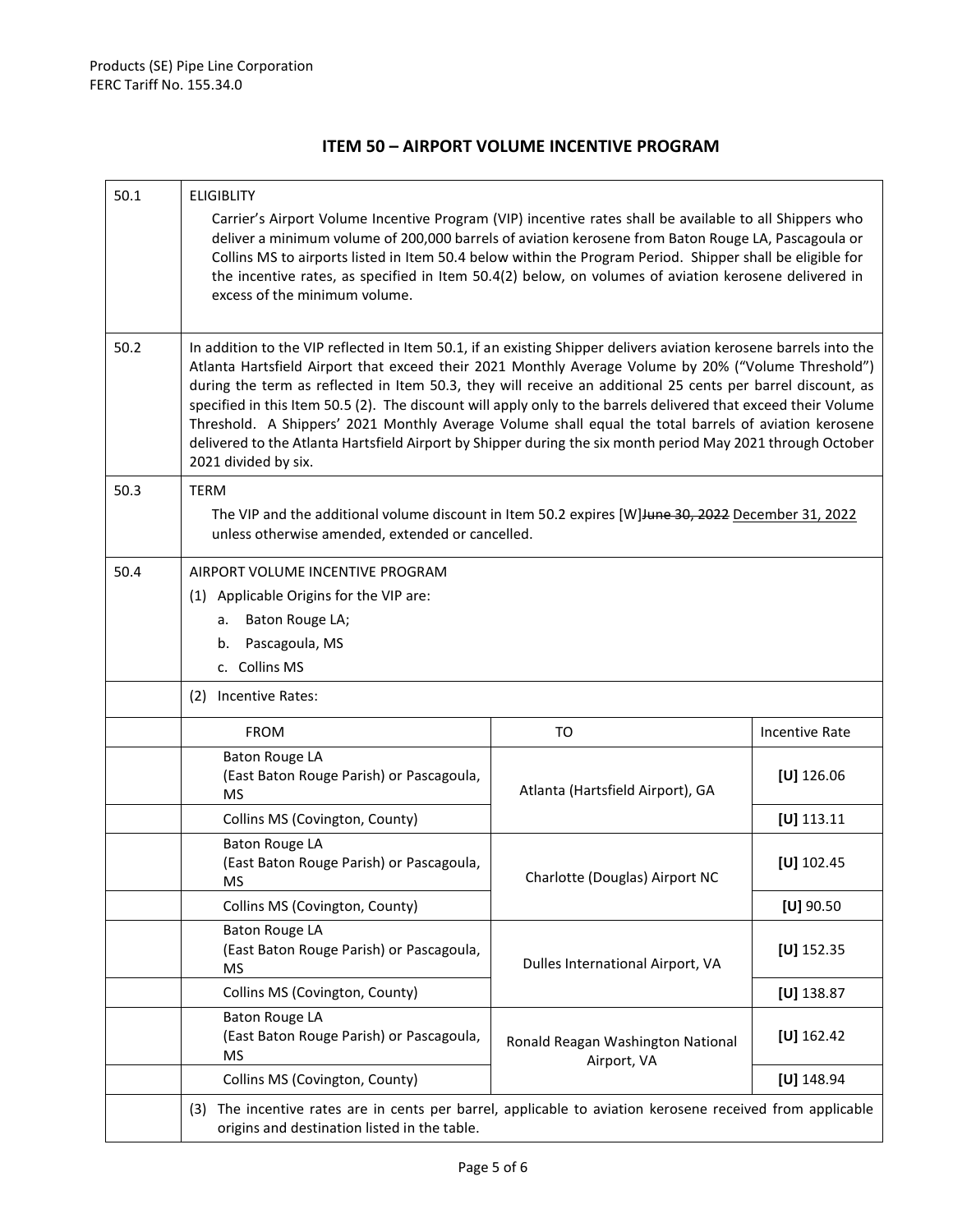Products (SE) Pipe Line Corporation
FERC Tariff No. 155.34.0

## ITEM 50 – AIRPORT VOLUME INCENTIVE PROGRAM

**50.1** ELIGIBLITY

Carrier's Airport Volume Incentive Program (VIP) incentive rates shall be available to all Shippers who deliver a minimum volume of 200,000 barrels of aviation kerosene from Baton Rouge LA, Pascagoula or Collins MS to airports listed in Item 50.4 below within the Program Period. Shipper shall be eligible for the incentive rates, as specified in Item 50.4(2) below, on volumes of aviation kerosene delivered in excess of the minimum volume.

**50.2** In addition to the VIP reflected in Item 50.1, if an existing Shipper delivers aviation kerosene barrels into the Atlanta Hartsfield Airport that exceed their 2021 Monthly Average Volume by 20% ("Volume Threshold") during the term as reflected in Item 50.3, they will receive an additional 25 cents per barrel discount, as specified in this Item 50.5 (2). The discount will apply only to the barrels delivered that exceed their Volume Threshold. A Shippers' 2021 Monthly Average Volume shall equal the total barrels of aviation kerosene delivered to the Atlanta Hartsfield Airport by Shipper during the six month period May 2021 through October 2021 divided by six.

**50.3** TERM

The VIP and the additional volume discount in Item 50.2 expires [W]~~June 30, 2022~~ December 31, 2022 unless otherwise amended, extended or cancelled.

**50.4** AIRPORT VOLUME INCENTIVE PROGRAM

(1) Applicable Origins for the VIP are:

a. Baton Rouge LA;
b. Pascagoula, MS
c. Collins MS

(2) Incentive Rates:

| FROM | TO | Incentive Rate |
|---|---|---|
| Baton Rouge LA (East Baton Rouge Parish) or Pascagoula, MS | Atlanta (Hartsfield Airport), GA | [U] 126.06 |
| Collins MS (Covington, County) | Atlanta (Hartsfield Airport), GA | [U] 113.11 |
| Baton Rouge LA (East Baton Rouge Parish) or Pascagoula, MS | Charlotte (Douglas) Airport NC | [U] 102.45 |
| Collins MS (Covington, County) | Charlotte (Douglas) Airport NC | [U] 90.50 |
| Baton Rouge LA (East Baton Rouge Parish) or Pascagoula, MS | Dulles International Airport, VA | [U] 152.35 |
| Collins MS (Covington, County) | Dulles International Airport, VA | [U] 138.87 |
| Baton Rouge LA (East Baton Rouge Parish) or Pascagoula, MS | Ronald Reagan Washington National Airport, VA | [U] 162.42 |
| Collins MS (Covington, County) | Ronald Reagan Washington National Airport, VA | [U] 148.94 |

(3) The incentive rates are in cents per barrel, applicable to aviation kerosene received from applicable origins and destination listed in the table.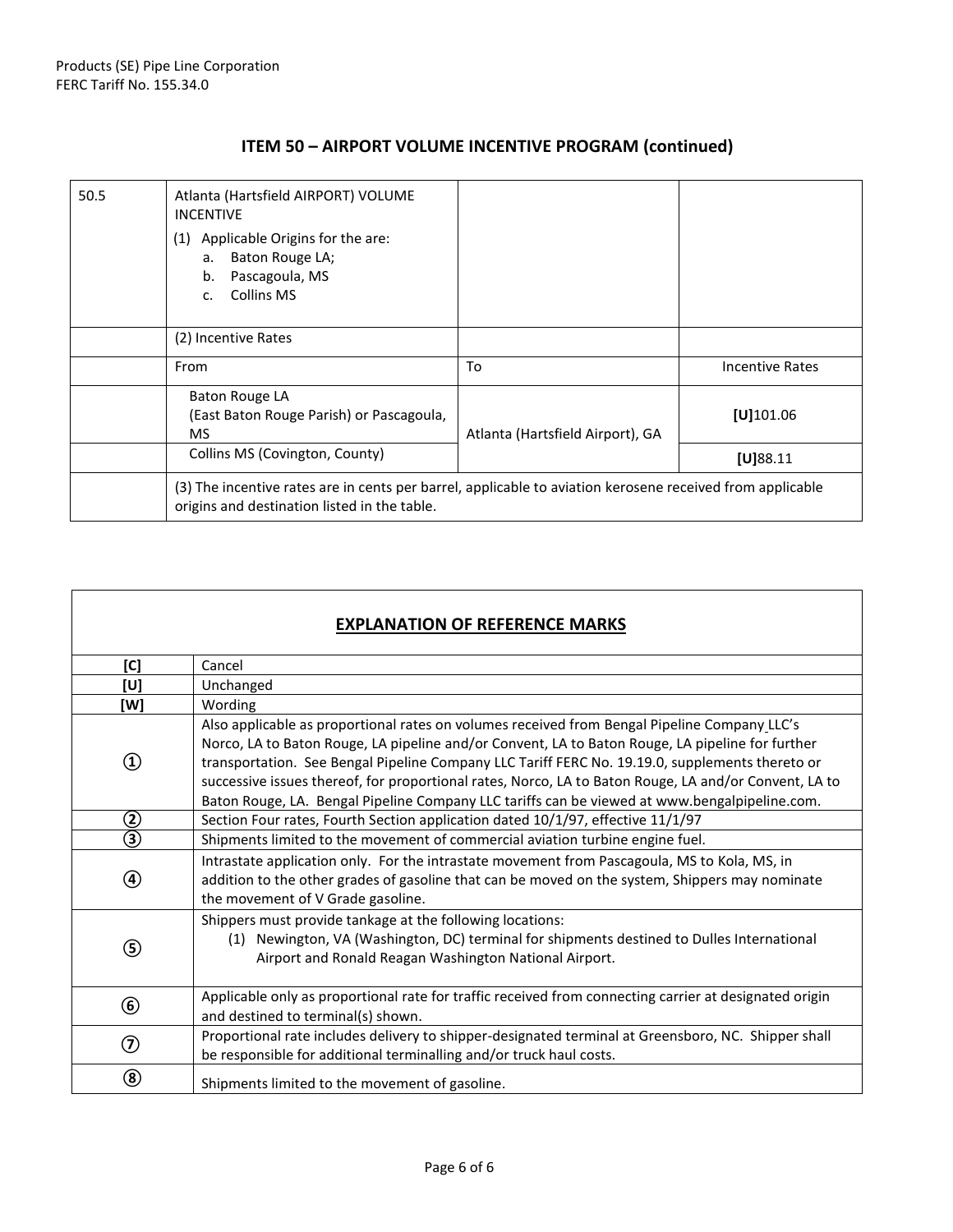Products (SE) Pipe Line Corporation
FERC Tariff No. 155.34.0

## ITEM 50 – AIRPORT VOLUME INCENTIVE PROGRAM (continued)

| | | | |
|---|---|---|---|
| 50.5 | Atlanta (Hartsfield AIRPORT) VOLUME INCENTIVE<br>(1) Applicable Origins for the are:<br>a. Baton Rouge LA;<br>b. Pascagoula, MS<br>c. Collins MS | | |
| | (2) Incentive Rates | | |
| | From | To | Incentive Rates |
| | Baton Rouge LA (East Baton Rouge Parish) or Pascagoula, MS | Atlanta (Hartsfield Airport), GA | **[U]**101.06 |
| | Collins MS (Covington, County) | | **[U]**88.11 |
| | (3) The incentive rates are in cents per barrel, applicable to aviation kerosene received from applicable origins and destination listed in the table. | | |

### EXPLANATION OF REFERENCE MARKS

| | |
|---|---|
| [C] | Cancel |
| [U] | Unchanged |
| [W] | Wording |
| ① | Also applicable as proportional rates on volumes received from Bengal Pipeline Company LLC's Norco, LA to Baton Rouge, LA pipeline and/or Convent, LA to Baton Rouge, LA pipeline for further transportation. See Bengal Pipeline Company LLC Tariff FERC No. 19.19.0, supplements thereto or successive issues thereof, for proportional rates, Norco, LA to Baton Rouge, LA and/or Convent, LA to Baton Rouge, LA. Bengal Pipeline Company LLC tariffs can be viewed at www.bengalpipeline.com. |
| ② | Section Four rates, Fourth Section application dated 10/1/97, effective 11/1/97 |
| ③ | Shipments limited to the movement of commercial aviation turbine engine fuel. |
| ④ | Intrastate application only. For the intrastate movement from Pascagoula, MS to Kola, MS, in addition to the other grades of gasoline that can be moved on the system, Shippers may nominate the movement of V Grade gasoline. |
| ⑤ | Shippers must provide tankage at the following locations:<br>(1) Newington, VA (Washington, DC) terminal for shipments destined to Dulles International Airport and Ronald Reagan Washington National Airport. |
| ⑥ | Applicable only as proportional rate for traffic received from connecting carrier at designated origin and destined to terminal(s) shown. |
| ⑦ | Proportional rate includes delivery to shipper-designated terminal at Greensboro, NC. Shipper shall be responsible for additional terminalling and/or truck haul costs. |
| ⑧ | Shipments limited to the movement of gasoline. |